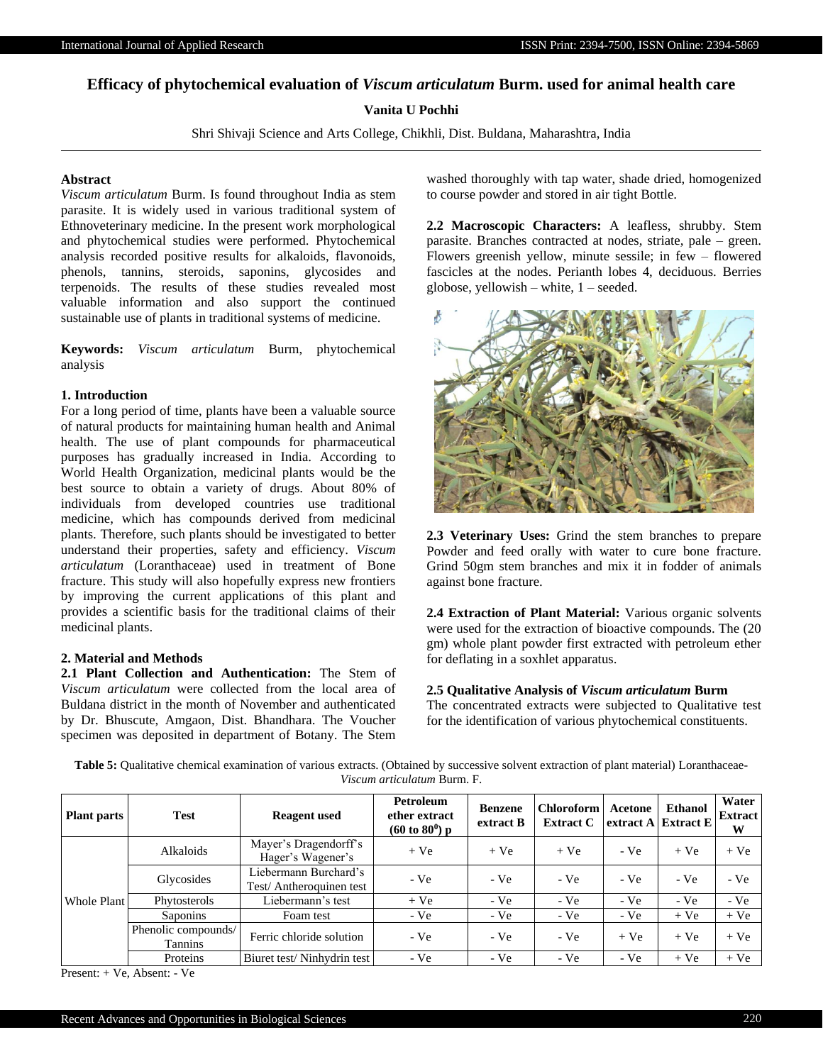# Efficacy of phytochemical evaluation of *Viscum articulatum* Burm. used for animal health care

**Vanita U Pochhi**

Shri Shivaji Science and Arts College, Chikhli, Dist. Buldana, Maharashtra, India

## Abstract

*Viscum articulatum* Burm. Is found throughout India as stem parasite. It is widely used in various traditional system of Ethnoveterinary medicine. In the present work morphological and phytochemical studies were performed. Phytochemical analysis recorded positive results for alkaloids, flavonoids, phenols, tannins, steroids, saponins, glycosides and terpenoids. The results of these studies revealed most valuable information and also support the continued sustainable use of plants in traditional systems of medicine.

**Keywords:** *Viscum articulatum* Burm, phytochemical analysis

## 1. Introduction

For a long period of time, plants have been a valuable source of natural products for maintaining human health and Animal health. The use of plant compounds for pharmaceutical purposes has gradually increased in India. According to World Health Organization, medicinal plants would be the best source to obtain a variety of drugs. About 80% of individuals from developed countries use traditional medicine, which has compounds derived from medicinal plants. Therefore, such plants should be investigated to better understand their properties, safety and efficiency. *Viscum articulatum* (Loranthaceae) used in treatment of Bone fracture. This study will also hopefully express new frontiers by improving the current applications of this plant and provides a scientific basis for the traditional claims of their medicinal plants.

## 2. Material and Methods

**2.1 Plant Collection and Authentication:** The Stem of *Viscum articulatum* were collected from the local area of Buldana district in the month of November and authenticated by Dr. Bhuscute, Amgaon, Dist. Bhandhara. The Voucher specimen was deposited in department of Botany. The Stem washed thoroughly with tap water, shade dried, homogenized to course powder and stored in air tight Bottle.

**2.2 Macroscopic Characters:** A leafless, shrubby. Stem parasite. Branches contracted at nodes, striate, pale – green. Flowers greenish yellow, minute sessile; in few – flowered fascicles at the nodes. Perianth lobes 4, deciduous. Berries globose, yellowish – white, 1 – seeded.

**2.3 Veterinary Uses:** Grind the stem branches to prepare Powder and feed orally with water to cure bone fracture. Grind 50gm stem branches and mix it in fodder of animals against bone fracture.

**2.4 Extraction of Plant Material:** Various organic solvents were used for the extraction of bioactive compounds. The (20 gm) whole plant powder first extracted with petroleum ether for deflating in a soxhlet apparatus.

### 2.5 Qualitative Analysis of *Viscum articulatum* Burm

The concentrated extracts were subjected to Qualitative test for the identification of various phytochemical constituents.

**Table 5:** Qualitative chemical examination of various extracts. (Obtained by successive solvent extraction of plant material) Loranthaceae- *Viscum articulatum* Burm. F.

| Plant parts | Test | Reagent used | Petroleum ether extract (60 to $80^0$) p | Benzene extract B | Chloroform Extract C | Acetone extract A | Ethanol Extract E | Water Extract W |
|---|---|---|---|---|---|---|---|---|
| Whole Plant | Alkaloids | Mayer's Dragendorff's Hager's Wagener's | + Ve | + Ve | + Ve | - Ve | + Ve | + Ve |
| | Glycosides | Liebermann Burchard's Test/ Antheroquinen test | - Ve | - Ve | - Ve | - Ve | - Ve | - Ve |
| | Phytosterols | Liebermann's test | + Ve | - Ve | - Ve | - Ve | - Ve | - Ve |
| | Saponins | Foam test | - Ve | - Ve | - Ve | - Ve | + Ve | + Ve |
| | Phenolic compounds/ Tannins | Ferric chloride solution | - Ve | - Ve | - Ve | + Ve | + Ve | + Ve |
| | Proteins | Biuret test/ Ninhydrin test | - Ve | - Ve | - Ve | - Ve | + Ve | + Ve |

Present: + Ve, Absent: - Ve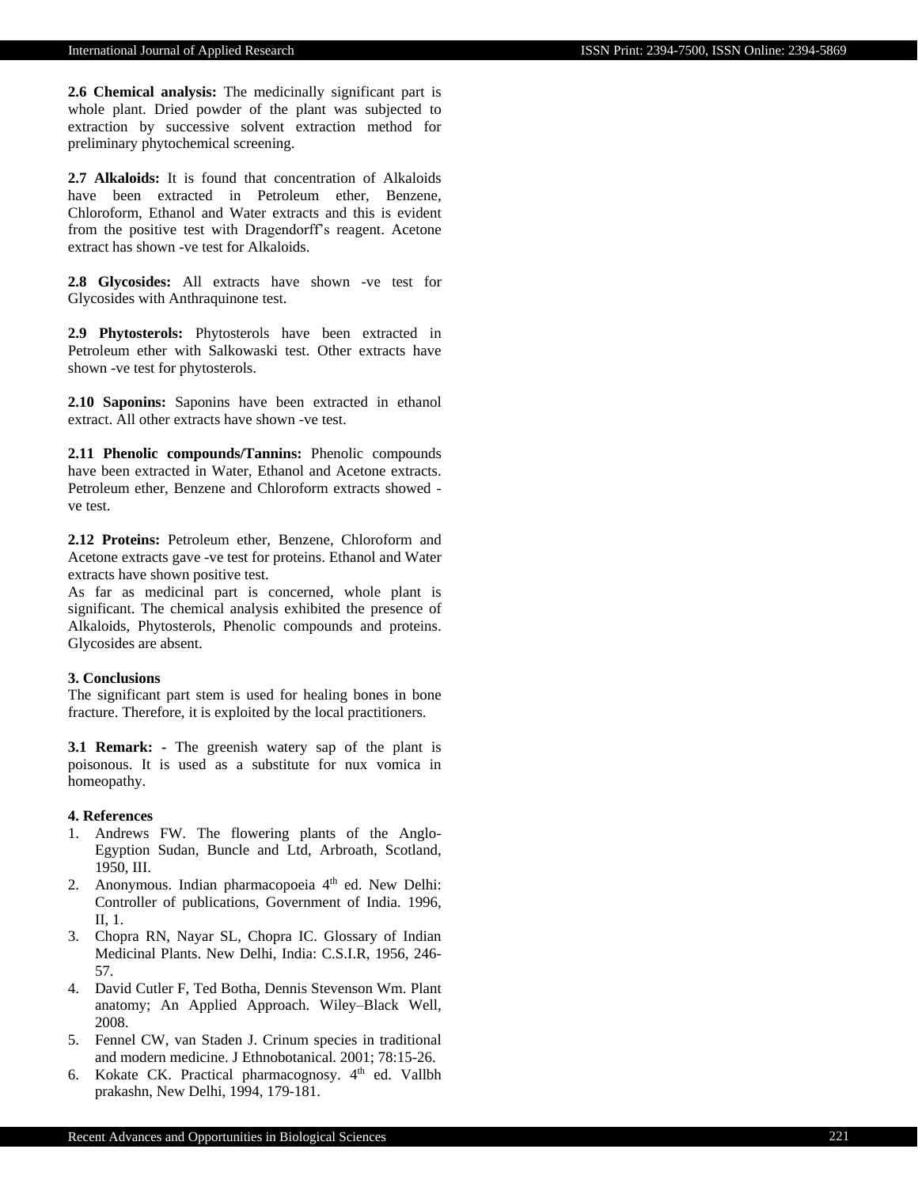**2.6 Chemical analysis:** The medicinally significant part is whole plant. Dried powder of the plant was subjected to extraction by successive solvent extraction method for preliminary phytochemical screening.

**2.7 Alkaloids:** It is found that concentration of Alkaloids have been extracted in Petroleum ether, Benzene, Chloroform, Ethanol and Water extracts and this is evident from the positive test with Dragendorff's reagent. Acetone extract has shown -ve test for Alkaloids.

**2.8 Glycosides:** All extracts have shown -ve test for Glycosides with Anthraquinone test.

**2.9 Phytosterols:** Phytosterols have been extracted in Petroleum ether with Salkowaski test. Other extracts have shown -ve test for phytosterols.

**2.10 Saponins:** Saponins have been extracted in ethanol extract. All other extracts have shown -ve test.

**2.11 Phenolic compounds/Tannins:** Phenolic compounds have been extracted in Water, Ethanol and Acetone extracts. Petroleum ether, Benzene and Chloroform extracts showed -ve test.

**2.12 Proteins:** Petroleum ether, Benzene, Chloroform and Acetone extracts gave -ve test for proteins. Ethanol and Water extracts have shown positive test.

As far as medicinal part is concerned, whole plant is significant. The chemical analysis exhibited the presence of Alkaloids, Phytosterols, Phenolic compounds and proteins. Glycosides are absent.

## 3. Conclusions

The significant part stem is used for healing bones in bone fracture. Therefore, it is exploited by the local practitioners.

**3.1 Remark:** - The greenish watery sap of the plant is poisonous. It is used as a substitute for nux vomica in homeopathy.

## 4. References

1. Andrews FW. The flowering plants of the Anglo-Egyption Sudan, Buncle and Ltd, Arbroath, Scotland, 1950, III.
2. Anonymous. Indian pharmacopoeia 4th ed. New Delhi: Controller of publications, Government of India. 1996, II, 1.
3. Chopra RN, Nayar SL, Chopra IC. Glossary of Indian Medicinal Plants. New Delhi, India: C.S.I.R, 1956, 246-57.
4. David Cutler F, Ted Botha, Dennis Stevenson Wm. Plant anatomy; An Applied Approach. Wiley–Black Well, 2008.
5. Fennel CW, van Staden J. Crinum species in traditional and modern medicine. J Ethnobotanical. 2001; 78:15-26.
6. Kokate CK. Practical pharmacognosy. 4th ed. Vallbh prakashn, New Delhi, 1994, 179-181.